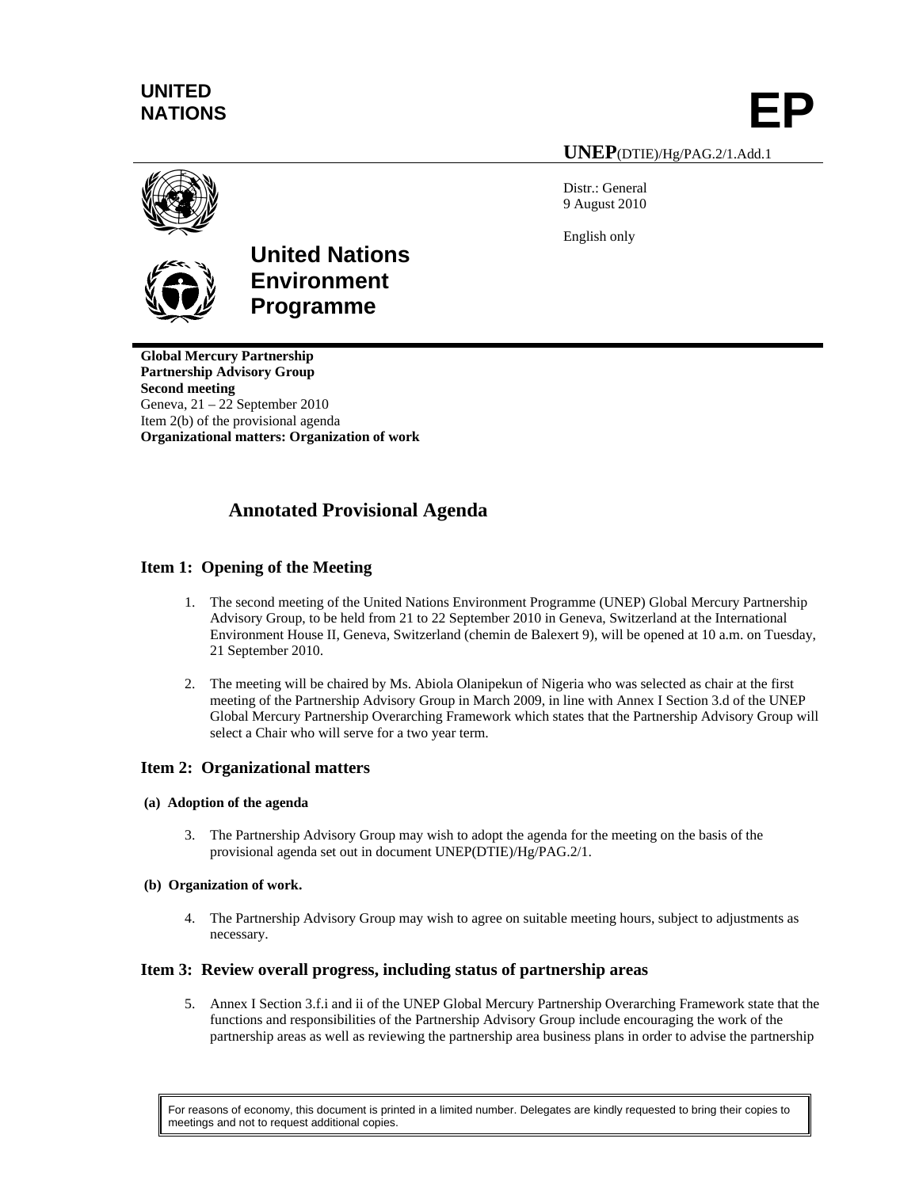**UNITED NATIONS**

# EP

**UNEP**(DTIE)/Hg/PAG.2/1.Add.1

Distr.: General
9 August 2010

English only

**United Nations Environment Programme**

**Global Mercury Partnership**
**Partnership Advisory Group**
**Second meeting**
Geneva, 21 – 22 September 2010
Item 2(b) of the provisional agenda
**Organizational matters: Organization of work**

## Annotated Provisional Agenda

### Item 1: Opening of the Meeting

1. The second meeting of the United Nations Environment Programme (UNEP) Global Mercury Partnership Advisory Group, to be held from 21 to 22 September 2010 in Geneva, Switzerland at the International Environment House II, Geneva, Switzerland (chemin de Balexert 9), will be opened at 10 a.m. on Tuesday, 21 September 2010.

2. The meeting will be chaired by Ms. Abiola Olanipekun of Nigeria who was selected as chair at the first meeting of the Partnership Advisory Group in March 2009, in line with Annex I Section 3.d of the UNEP Global Mercury Partnership Overarching Framework which states that the Partnership Advisory Group will select a Chair who will serve for a two year term.

### Item 2: Organizational matters

#### (a) Adoption of the agenda

3. The Partnership Advisory Group may wish to adopt the agenda for the meeting on the basis of the provisional agenda set out in document UNEP(DTIE)/Hg/PAG.2/1.

#### (b) Organization of work.

4. The Partnership Advisory Group may wish to agree on suitable meeting hours, subject to adjustments as necessary.

### Item 3: Review overall progress, including status of partnership areas

5. Annex I Section 3.f.i and ii of the UNEP Global Mercury Partnership Overarching Framework state that the functions and responsibilities of the Partnership Advisory Group include encouraging the work of the partnership areas as well as reviewing the partnership area business plans in order to advise the partnership

For reasons of economy, this document is printed in a limited number. Delegates are kindly requested to bring their copies to meetings and not to request additional copies.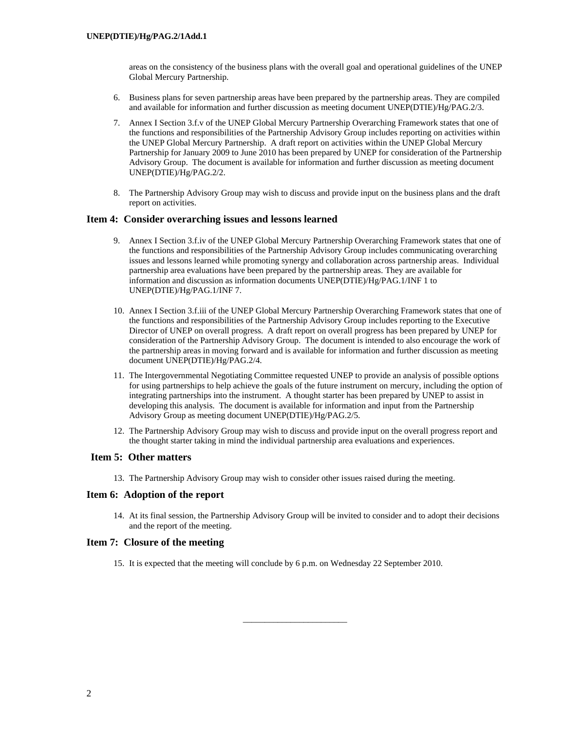areas on the consistency of the business plans with the overall goal and operational guidelines of the UNEP Global Mercury Partnership.

6. Business plans for seven partnership areas have been prepared by the partnership areas. They are compiled and available for information and further discussion as meeting document UNEP(DTIE)/Hg/PAG.2/3.

7. Annex I Section 3.f.v of the UNEP Global Mercury Partnership Overarching Framework states that one of the functions and responsibilities of the Partnership Advisory Group includes reporting on activities within the UNEP Global Mercury Partnership. A draft report on activities within the UNEP Global Mercury Partnership for January 2009 to June 2010 has been prepared by UNEP for consideration of the Partnership Advisory Group. The document is available for information and further discussion as meeting document UNEP(DTIE)/Hg/PAG.2/2.

8. The Partnership Advisory Group may wish to discuss and provide input on the business plans and the draft report on activities.

### Item 4: Consider overarching issues and lessons learned

9. Annex I Section 3.f.iv of the UNEP Global Mercury Partnership Overarching Framework states that one of the functions and responsibilities of the Partnership Advisory Group includes communicating overarching issues and lessons learned while promoting synergy and collaboration across partnership areas. Individual partnership area evaluations have been prepared by the partnership areas. They are available for information and discussion as information documents UNEP(DTIE)/Hg/PAG.1/INF 1 to UNEP(DTIE)/Hg/PAG.1/INF 7.

10. Annex I Section 3.f.iii of the UNEP Global Mercury Partnership Overarching Framework states that one of the functions and responsibilities of the Partnership Advisory Group includes reporting to the Executive Director of UNEP on overall progress. A draft report on overall progress has been prepared by UNEP for consideration of the Partnership Advisory Group. The document is intended to also encourage the work of the partnership areas in moving forward and is available for information and further discussion as meeting document UNEP(DTIE)/Hg/PAG.2/4.

11. The Intergovernmental Negotiating Committee requested UNEP to provide an analysis of possible options for using partnerships to help achieve the goals of the future instrument on mercury, including the option of integrating partnerships into the instrument. A thought starter has been prepared by UNEP to assist in developing this analysis. The document is available for information and input from the Partnership Advisory Group as meeting document UNEP(DTIE)/Hg/PAG.2/5.

12. The Partnership Advisory Group may wish to discuss and provide input on the overall progress report and the thought starter taking in mind the individual partnership area evaluations and experiences.

### Item 5: Other matters

13. The Partnership Advisory Group may wish to consider other issues raised during the meeting.

### Item 6: Adoption of the report

14. At its final session, the Partnership Advisory Group will be invited to consider and to adopt their decisions and the report of the meeting.

### Item 7: Closure of the meeting

15. It is expected that the meeting will conclude by 6 p.m. on Wednesday 22 September 2010.

---